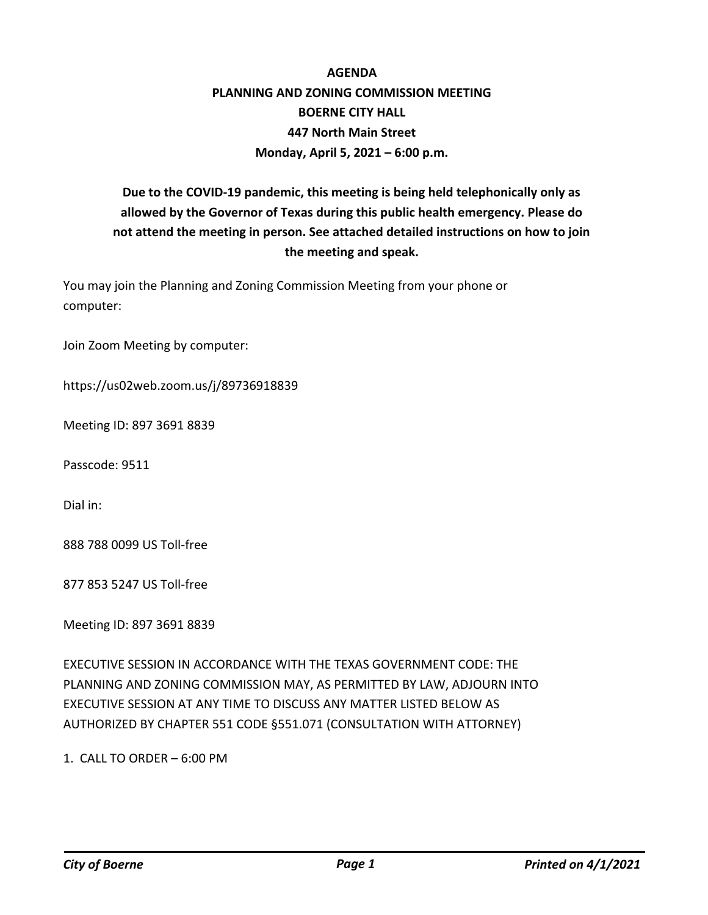# AGENDA

## PLANNING AND ZONING COMMISSION MEETING

**BOERNE CITY HALL**

**447 North Main Street**

**Monday, April 5, 2021 – 6:00 p.m.**

**Due to the COVID-19 pandemic, this meeting is being held telephonically only as allowed by the Governor of Texas during this public health emergency. Please do not attend the meeting in person. See attached detailed instructions on how to join the meeting and speak.**

You may join the Planning and Zoning Commission Meeting from your phone or computer:

Join Zoom Meeting by computer:

https://us02web.zoom.us/j/89736918839

Meeting ID: 897 3691 8839

Passcode: 9511

Dial in:

888 788 0099 US Toll-free

877 853 5247 US Toll-free

Meeting ID: 897 3691 8839

EXECUTIVE SESSION IN ACCORDANCE WITH THE TEXAS GOVERNMENT CODE: THE PLANNING AND ZONING COMMISSION MAY, AS PERMITTED BY LAW, ADJOURN INTO EXECUTIVE SESSION AT ANY TIME TO DISCUSS ANY MATTER LISTED BELOW AS AUTHORIZED BY CHAPTER 551 CODE §551.071 (CONSULTATION WITH ATTORNEY)

1. CALL TO ORDER – 6:00 PM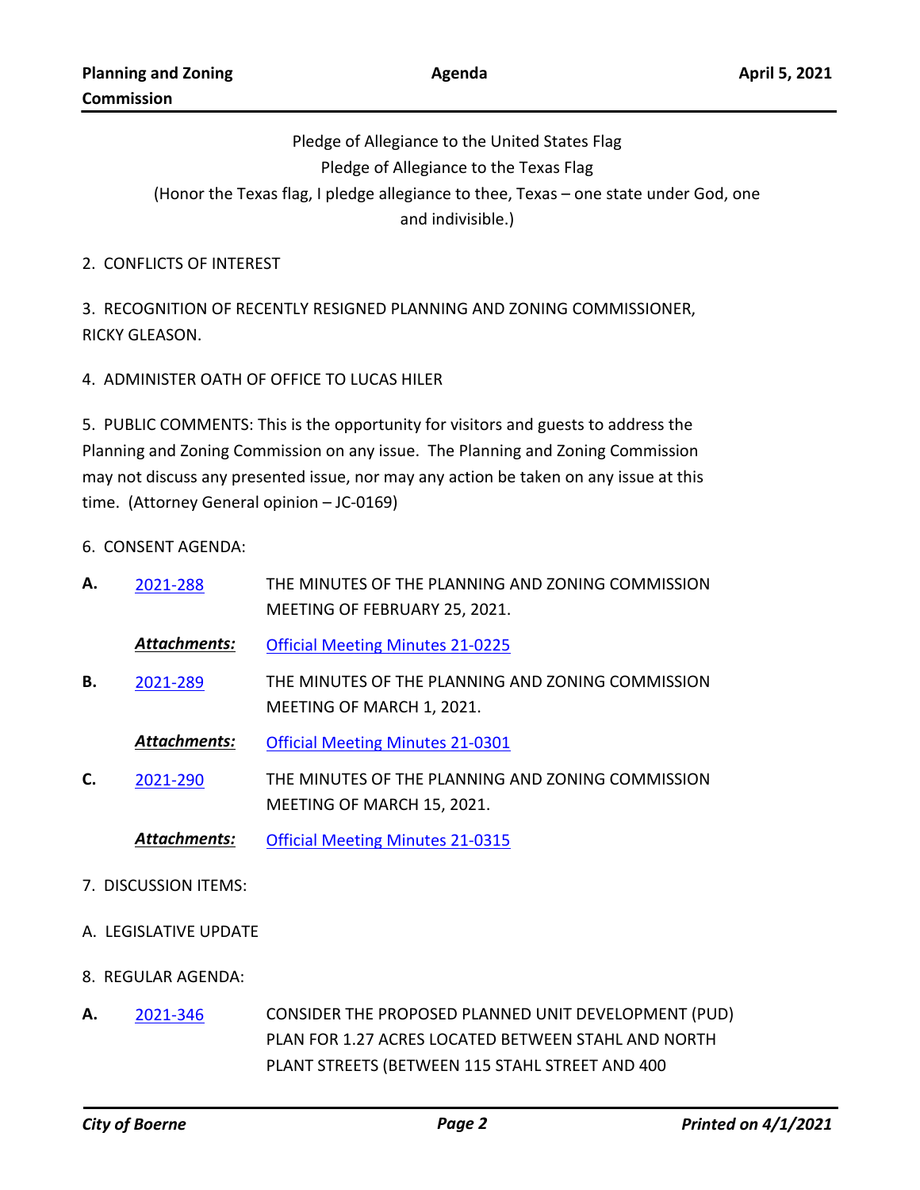Pledge of Allegiance to the United States Flag

Pledge of Allegiance to the Texas Flag

(Honor the Texas flag, I pledge allegiance to thee, Texas – one state under God, one and indivisible.)

2. CONFLICTS OF INTEREST

3. RECOGNITION OF RECENTLY RESIGNED PLANNING AND ZONING COMMISSIONER, RICKY GLEASON.

4. ADMINISTER OATH OF OFFICE TO LUCAS HILER

5. PUBLIC COMMENTS: This is the opportunity for visitors and guests to address the Planning and Zoning Commission on any issue. The Planning and Zoning Commission may not discuss any presented issue, nor may any action be taken on any issue at this time. (Attorney General opinion – JC-0169)

6. CONSENT AGENDA:

**A.** 2021-288 THE MINUTES OF THE PLANNING AND ZONING COMMISSION MEETING OF FEBRUARY 25, 2021.

***Attachments:*** Official Meeting Minutes 21-0225

**B.** 2021-289 THE MINUTES OF THE PLANNING AND ZONING COMMISSION MEETING OF MARCH 1, 2021.

***Attachments:*** Official Meeting Minutes 21-0301

**C.** 2021-290 THE MINUTES OF THE PLANNING AND ZONING COMMISSION MEETING OF MARCH 15, 2021.

***Attachments:*** Official Meeting Minutes 21-0315

7. DISCUSSION ITEMS:

A. LEGISLATIVE UPDATE

8. REGULAR AGENDA:

**A.** 2021-346 CONSIDER THE PROPOSED PLANNED UNIT DEVELOPMENT (PUD) PLAN FOR 1.27 ACRES LOCATED BETWEEN STAHL AND NORTH PLANT STREETS (BETWEEN 115 STAHL STREET AND 400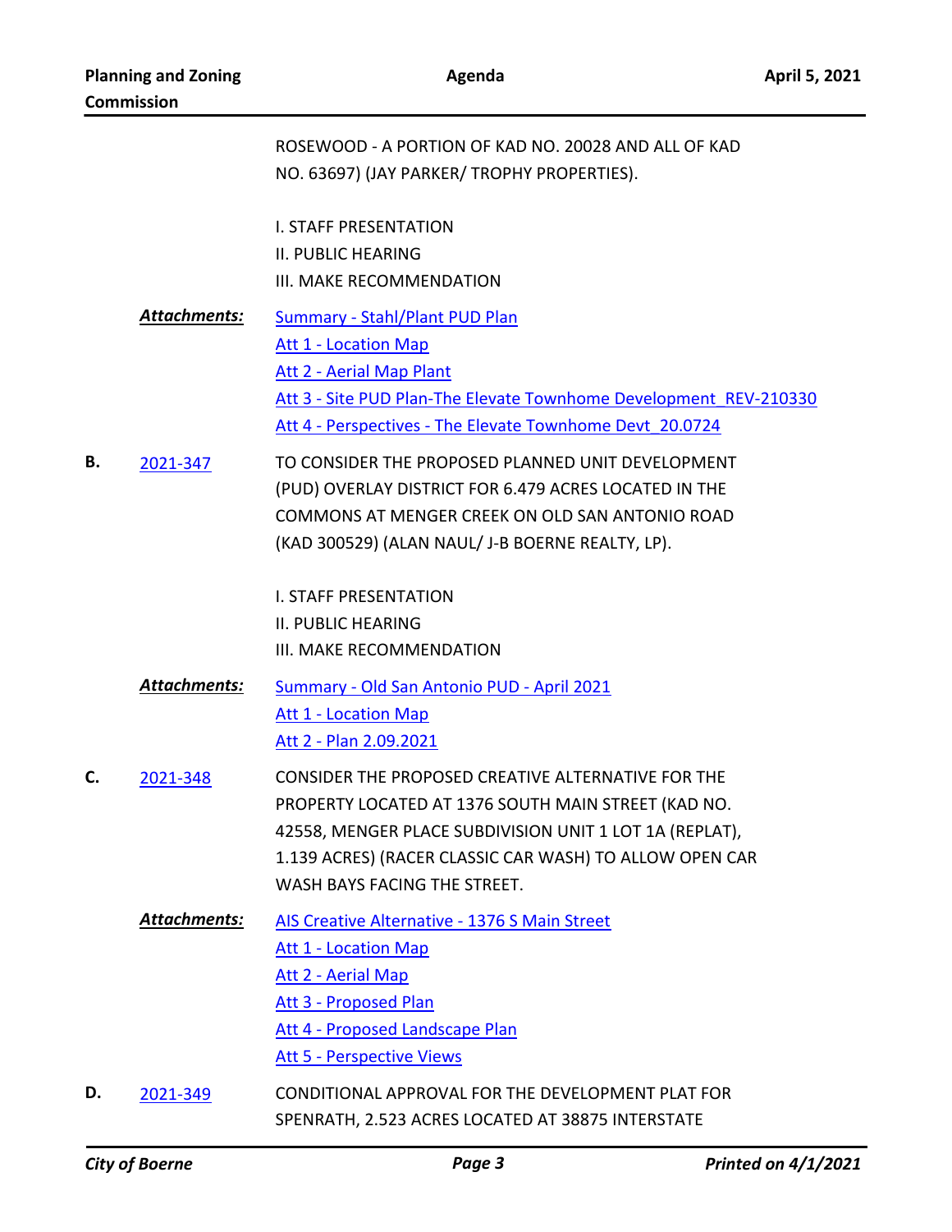ROSEWOOD - A PORTION OF KAD NO. 20028 AND ALL OF KAD NO. 63697) (JAY PARKER/ TROPHY PROPERTIES).

I. STAFF PRESENTATION
II. PUBLIC HEARING
III. MAKE RECOMMENDATION

***Attachments:***
Summary - Stahl/Plant PUD Plan
Att 1 - Location Map
Att 2 - Aerial Map Plant
Att 3 - Site PUD Plan-The Elevate Townhome Development_REV-210330
Att 4 - Perspectives - The Elevate Townhome Devt_20.0724

**B.** 2021-347

TO CONSIDER THE PROPOSED PLANNED UNIT DEVELOPMENT (PUD) OVERLAY DISTRICT FOR 6.479 ACRES LOCATED IN THE COMMONS AT MENGER CREEK ON OLD SAN ANTONIO ROAD (KAD 300529) (ALAN NAUL/ J-B BOERNE REALTY, LP).

I. STAFF PRESENTATION
II. PUBLIC HEARING
III. MAKE RECOMMENDATION

***Attachments:***
Summary - Old San Antonio PUD - April 2021
Att 1 - Location Map
Att 2 - Plan 2.09.2021

**C.** 2021-348

CONSIDER THE PROPOSED CREATIVE ALTERNATIVE FOR THE PROPERTY LOCATED AT 1376 SOUTH MAIN STREET (KAD NO. 42558, MENGER PLACE SUBDIVISION UNIT 1 LOT 1A (REPLAT), 1.139 ACRES) (RACER CLASSIC CAR WASH) TO ALLOW OPEN CAR WASH BAYS FACING THE STREET.

***Attachments:***
AIS Creative Alternative - 1376 S Main Street
Att 1 - Location Map
Att 2 - Aerial Map
Att 3 - Proposed Plan
Att 4 - Proposed Landscape Plan
Att 5 - Perspective Views

**D.** 2021-349

CONDITIONAL APPROVAL FOR THE DEVELOPMENT PLAT FOR SPENRATH, 2.523 ACRES LOCATED AT 38875 INTERSTATE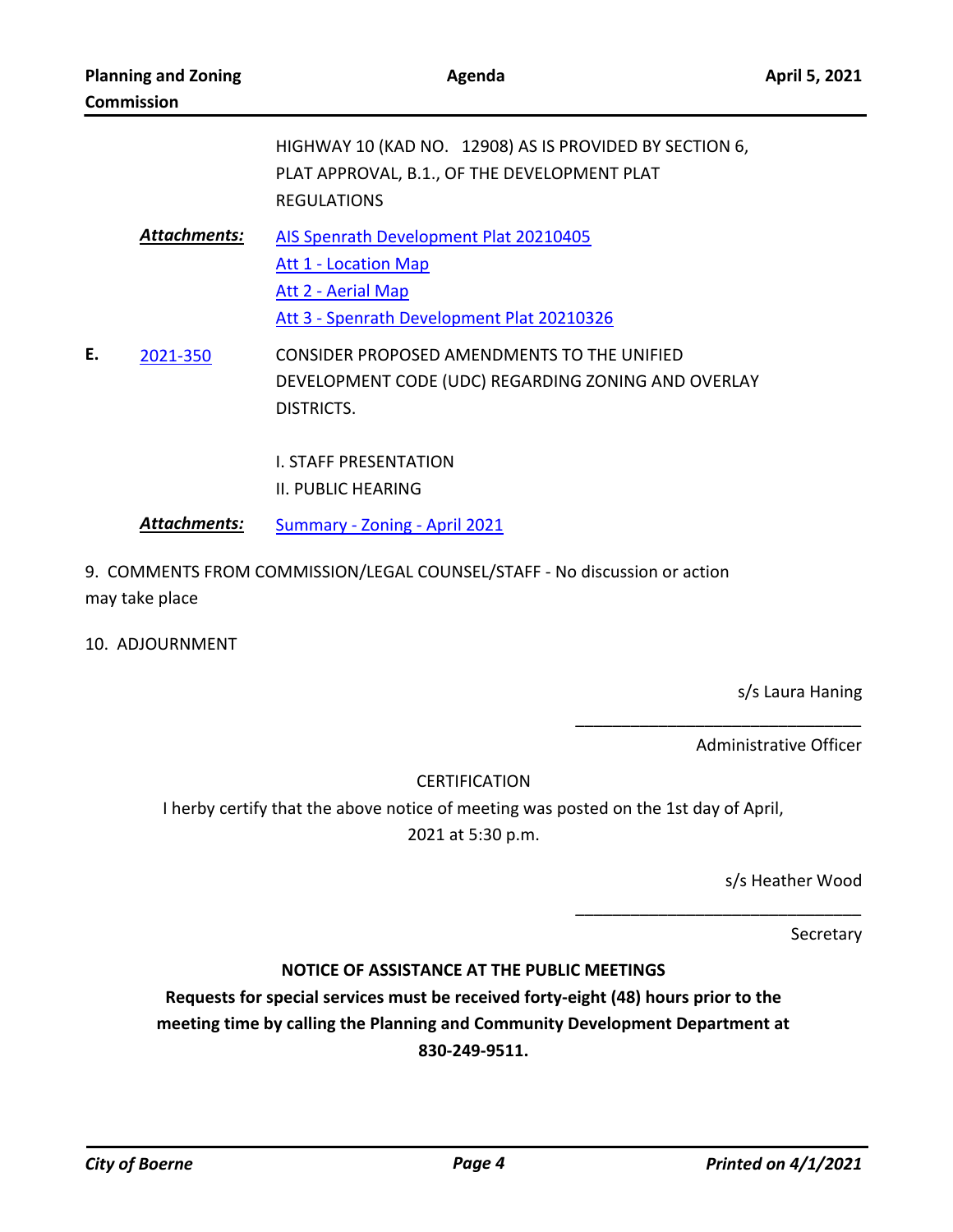HIGHWAY 10 (KAD NO. 12908) AS IS PROVIDED BY SECTION 6, PLAT APPROVAL, B.1., OF THE DEVELOPMENT PLAT REGULATIONS

***Attachments:*** AIS Spenrath Development Plat 20210405
Att 1 - Location Map
Att 2 - Aerial Map
Att 3 - Spenrath Development Plat 20210326

**E.** 2021-350 CONSIDER PROPOSED AMENDMENTS TO THE UNIFIED DEVELOPMENT CODE (UDC) REGARDING ZONING AND OVERLAY DISTRICTS.

I. STAFF PRESENTATION
II. PUBLIC HEARING

***Attachments:*** Summary - Zoning - April 2021

9. COMMENTS FROM COMMISSION/LEGAL COUNSEL/STAFF - No discussion or action may take place

10. ADJOURNMENT

s/s Laura Haning

______________________________

Administrative Officer

CERTIFICATION

I herby certify that the above notice of meeting was posted on the 1st day of April, 2021 at 5:30 p.m.

s/s Heather Wood

______________________________

Secretary

**NOTICE OF ASSISTANCE AT THE PUBLIC MEETINGS**

**Requests for special services must be received forty-eight (48) hours prior to the meeting time by calling the Planning and Community Development Department at 830-249-9511.**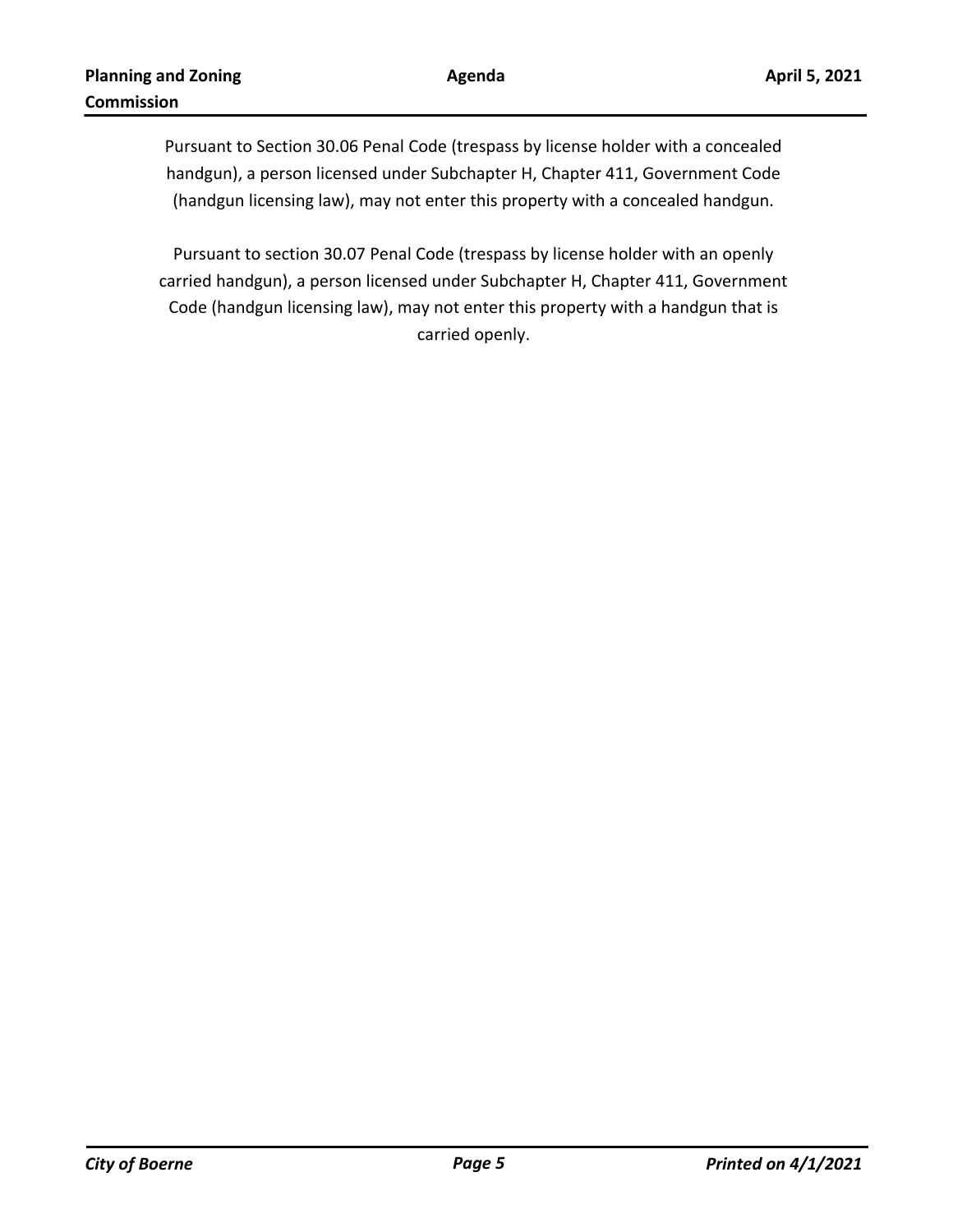Pursuant to Section 30.06 Penal Code (trespass by license holder with a concealed handgun), a person licensed under Subchapter H, Chapter 411, Government Code (handgun licensing law), may not enter this property with a concealed handgun.

Pursuant to section 30.07 Penal Code (trespass by license holder with an openly carried handgun), a person licensed under Subchapter H, Chapter 411, Government Code (handgun licensing law), may not enter this property with a handgun that is carried openly.